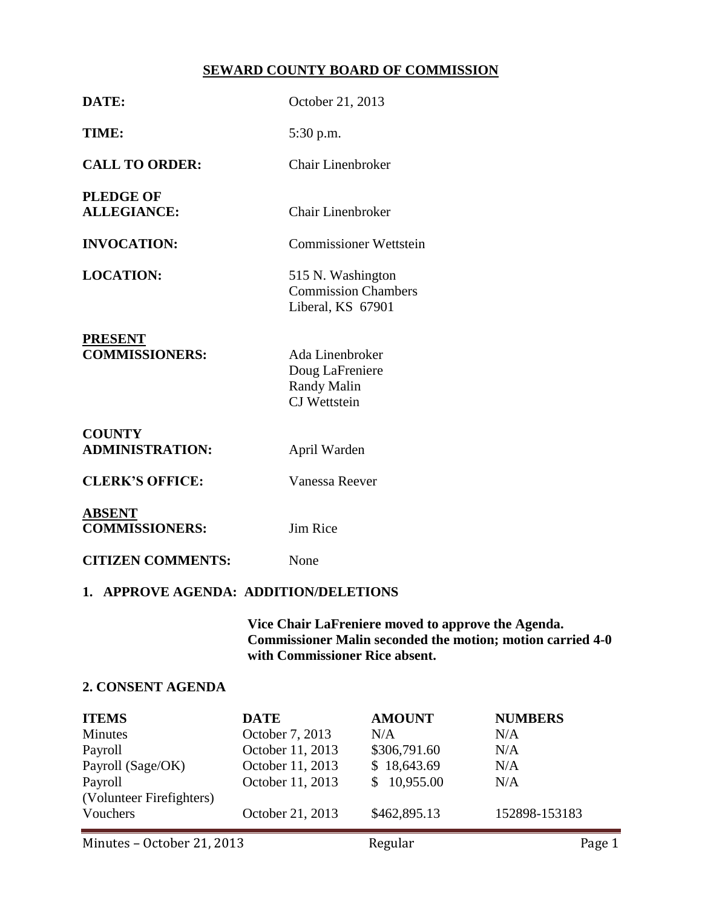# SEWARD COUNTY BOARD OF COMMISSION

**DATE:** October 21, 2013

**TIME:** 5:30 p.m.

**CALL TO ORDER:** Chair Linenbroker

**PLEDGE OF ALLEGIANCE:** Chair Linenbroker

**INVOCATION:** Commissioner Wettstein

**LOCATION:** 515 N. Washington
Commission Chambers
Liberal, KS 67901

**PRESENT COMMISSIONERS:** Ada Linenbroker
Doug LaFreniere
Randy Malin
CJ Wettstein

**COUNTY ADMINISTRATION:** April Warden

**CLERK'S OFFICE:** Vanessa Reever

**ABSENT COMMISSIONERS:** Jim Rice

**CITIZEN COMMENTS:** None

## 1. APPROVE AGENDA: ADDITION/DELETIONS

**Vice Chair LaFreniere moved to approve the Agenda. Commissioner Malin seconded the motion; motion carried 4-0 with Commissioner Rice absent.**

## 2. CONSENT AGENDA

| ITEMS | DATE | AMOUNT | NUMBERS |
|---|---|---|---|
| Minutes | October 7, 2013 | N/A | N/A |
| Payroll | October 11, 2013 | $306,791.60 | N/A |
| Payroll (Sage/OK) | October 11, 2013 | $ 18,643.69 | N/A |
| Payroll (Volunteer Firefighters) | October 11, 2013 | $ 10,955.00 | N/A |
| Vouchers | October 21, 2013 | $462,895.13 | 152898-153183 |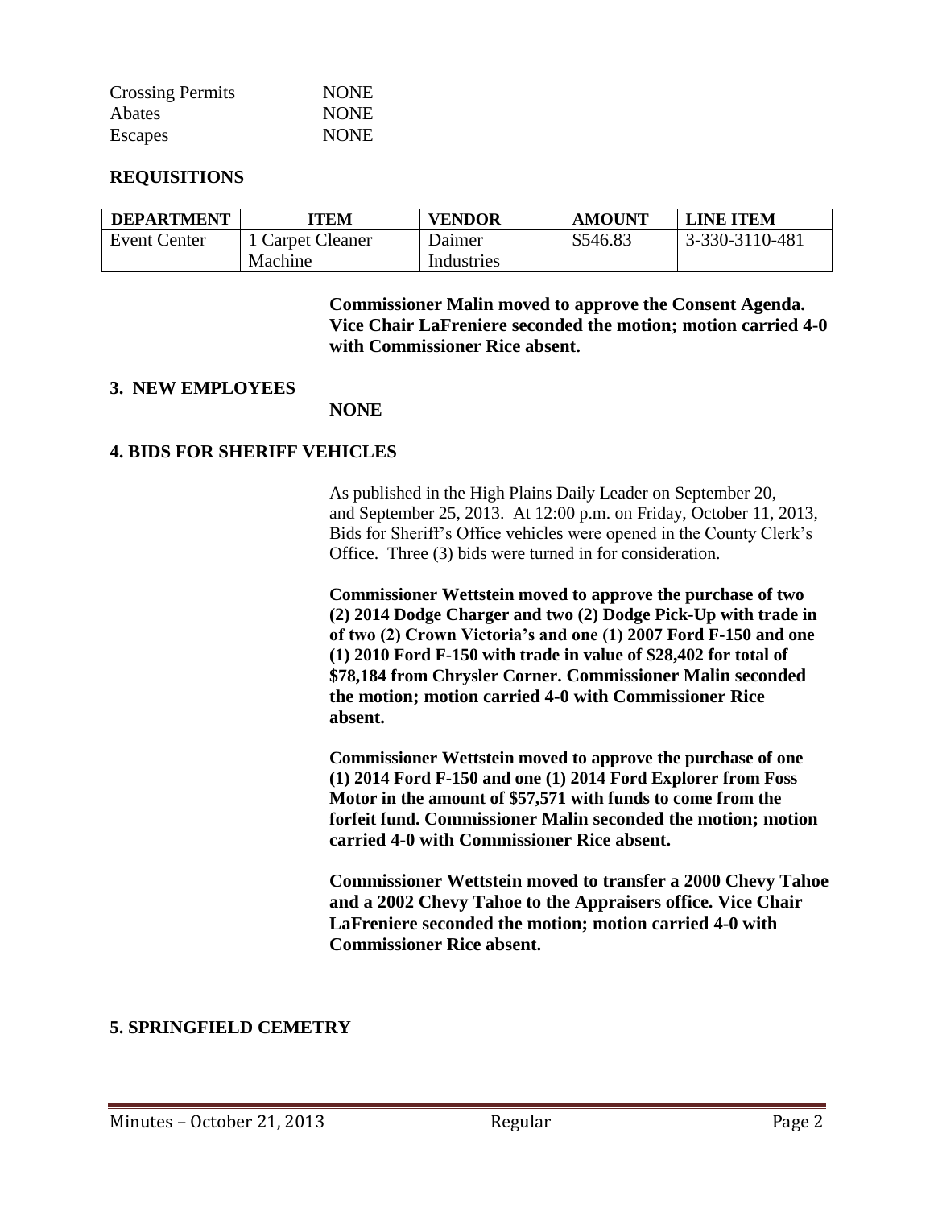Crossing Permits NONE
Abates NONE
Escapes NONE

## REQUISITIONS

| DEPARTMENT | ITEM | VENDOR | AMOUNT | LINE ITEM |
|---|---|---|---|---|
| Event Center | 1 Carpet Cleaner Machine | Daimer Industries | \$546.83 | 3-330-3110-481 |

**Commissioner Malin moved to approve the Consent Agenda. Vice Chair LaFreniere seconded the motion; motion carried 4-0 with Commissioner Rice absent.**

## 3. NEW EMPLOYEES

**NONE**

## 4. BIDS FOR SHERIFF VEHICLES

As published in the High Plains Daily Leader on September 20, and September 25, 2013. At 12:00 p.m. on Friday, October 11, 2013, Bids for Sheriff's Office vehicles were opened in the County Clerk's Office. Three (3) bids were turned in for consideration.

**Commissioner Wettstein moved to approve the purchase of two (2) 2014 Dodge Charger and two (2) Dodge Pick-Up with trade in of two (2) Crown Victoria's and one (1) 2007 Ford F-150 and one (1) 2010 Ford F-150 with trade in value of \$28,402 for total of \$78,184 from Chrysler Corner. Commissioner Malin seconded the motion; motion carried 4-0 with Commissioner Rice absent.**

**Commissioner Wettstein moved to approve the purchase of one (1) 2014 Ford F-150 and one (1) 2014 Ford Explorer from Foss Motor in the amount of \$57,571 with funds to come from the forfeit fund. Commissioner Malin seconded the motion; motion carried 4-0 with Commissioner Rice absent.**

**Commissioner Wettstein moved to transfer a 2000 Chevy Tahoe and a 2002 Chevy Tahoe to the Appraisers office. Vice Chair LaFreniere seconded the motion; motion carried 4-0 with Commissioner Rice absent.**

## 5. SPRINGFIELD CEMETRY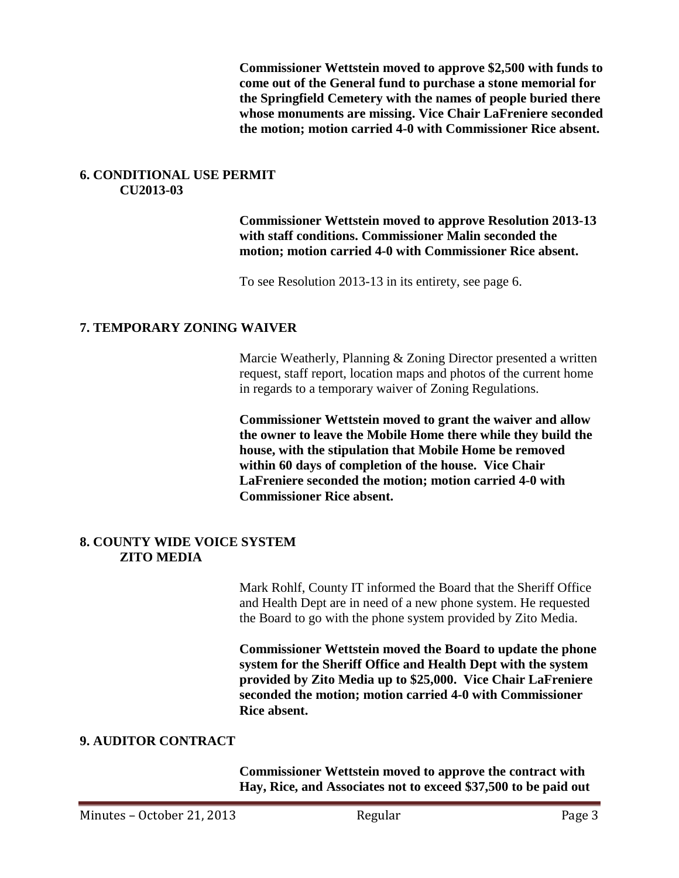**Commissioner Wettstein moved to approve $2,500 with funds to come out of the General fund to purchase a stone memorial for the Springfield Cemetery with the names of people buried there whose monuments are missing. Vice Chair LaFreniere seconded the motion; motion carried 4-0 with Commissioner Rice absent.**

## 6. CONDITIONAL USE PERMIT CU2013-03

**Commissioner Wettstein moved to approve Resolution 2013-13 with staff conditions. Commissioner Malin seconded the motion; motion carried 4-0 with Commissioner Rice absent.**

To see Resolution 2013-13 in its entirety, see page 6.

## 7. TEMPORARY ZONING WAIVER

Marcie Weatherly, Planning & Zoning Director presented a written request, staff report, location maps and photos of the current home in regards to a temporary waiver of Zoning Regulations.

**Commissioner Wettstein moved to grant the waiver and allow the owner to leave the Mobile Home there while they build the house, with the stipulation that Mobile Home be removed within 60 days of completion of the house. Vice Chair LaFreniere seconded the motion; motion carried 4-0 with Commissioner Rice absent.**

## 8. COUNTY WIDE VOICE SYSTEM ZITO MEDIA

Mark Rohlf, County IT informed the Board that the Sheriff Office and Health Dept are in need of a new phone system. He requested the Board to go with the phone system provided by Zito Media.

**Commissioner Wettstein moved the Board to update the phone system for the Sheriff Office and Health Dept with the system provided by Zito Media up to $25,000. Vice Chair LaFreniere seconded the motion; motion carried 4-0 with Commissioner Rice absent.**

## 9. AUDITOR CONTRACT

**Commissioner Wettstein moved to approve the contract with Hay, Rice, and Associates not to exceed $37,500 to be paid out**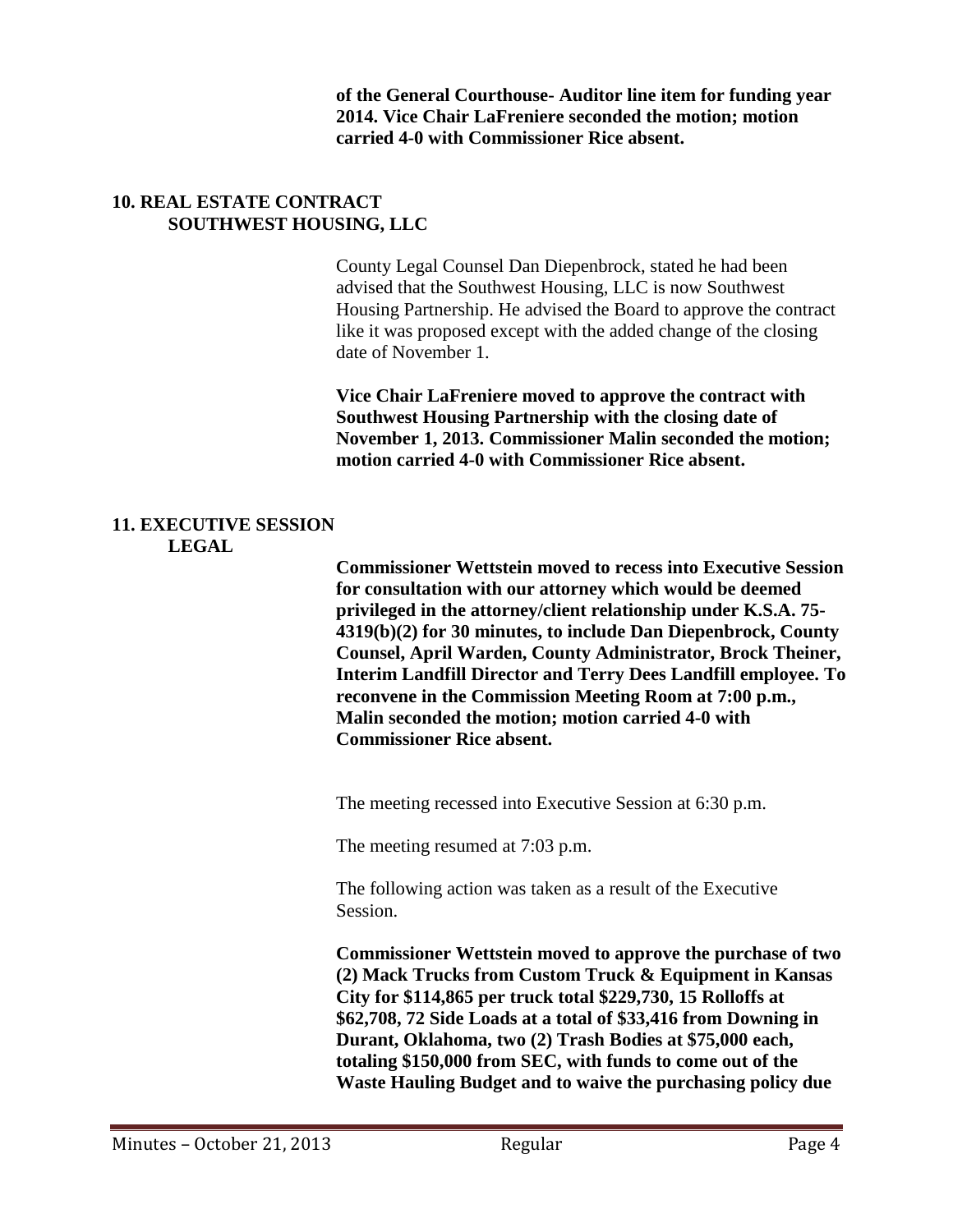**of the General Courthouse- Auditor line item for funding year 2014. Vice Chair LaFreniere seconded the motion; motion carried 4-0 with Commissioner Rice absent.**

## 10. REAL ESTATE CONTRACT SOUTHWEST HOUSING, LLC

County Legal Counsel Dan Diepenbrock, stated he had been advised that the Southwest Housing, LLC is now Southwest Housing Partnership. He advised the Board to approve the contract like it was proposed except with the added change of the closing date of November 1.

**Vice Chair LaFreniere moved to approve the contract with Southwest Housing Partnership with the closing date of November 1, 2013. Commissioner Malin seconded the motion; motion carried 4-0 with Commissioner Rice absent.**

## 11. EXECUTIVE SESSION LEGAL

**Commissioner Wettstein moved to recess into Executive Session for consultation with our attorney which would be deemed privileged in the attorney/client relationship under K.S.A. 75-4319(b)(2) for 30 minutes, to include Dan Diepenbrock, County Counsel, April Warden, County Administrator, Brock Theiner, Interim Landfill Director and Terry Dees Landfill employee. To reconvene in the Commission Meeting Room at 7:00 p.m., Malin seconded the motion; motion carried 4-0 with Commissioner Rice absent.**

The meeting recessed into Executive Session at 6:30 p.m.

The meeting resumed at 7:03 p.m.

The following action was taken as a result of the Executive Session.

**Commissioner Wettstein moved to approve the purchase of two (2) Mack Trucks from Custom Truck & Equipment in Kansas City for $114,865 per truck total $229,730, 15 Rolloffs at $62,708, 72 Side Loads at a total of $33,416 from Downing in Durant, Oklahoma, two (2) Trash Bodies at $75,000 each, totaling $150,000 from SEC, with funds to come out of the Waste Hauling Budget and to waive the purchasing policy due**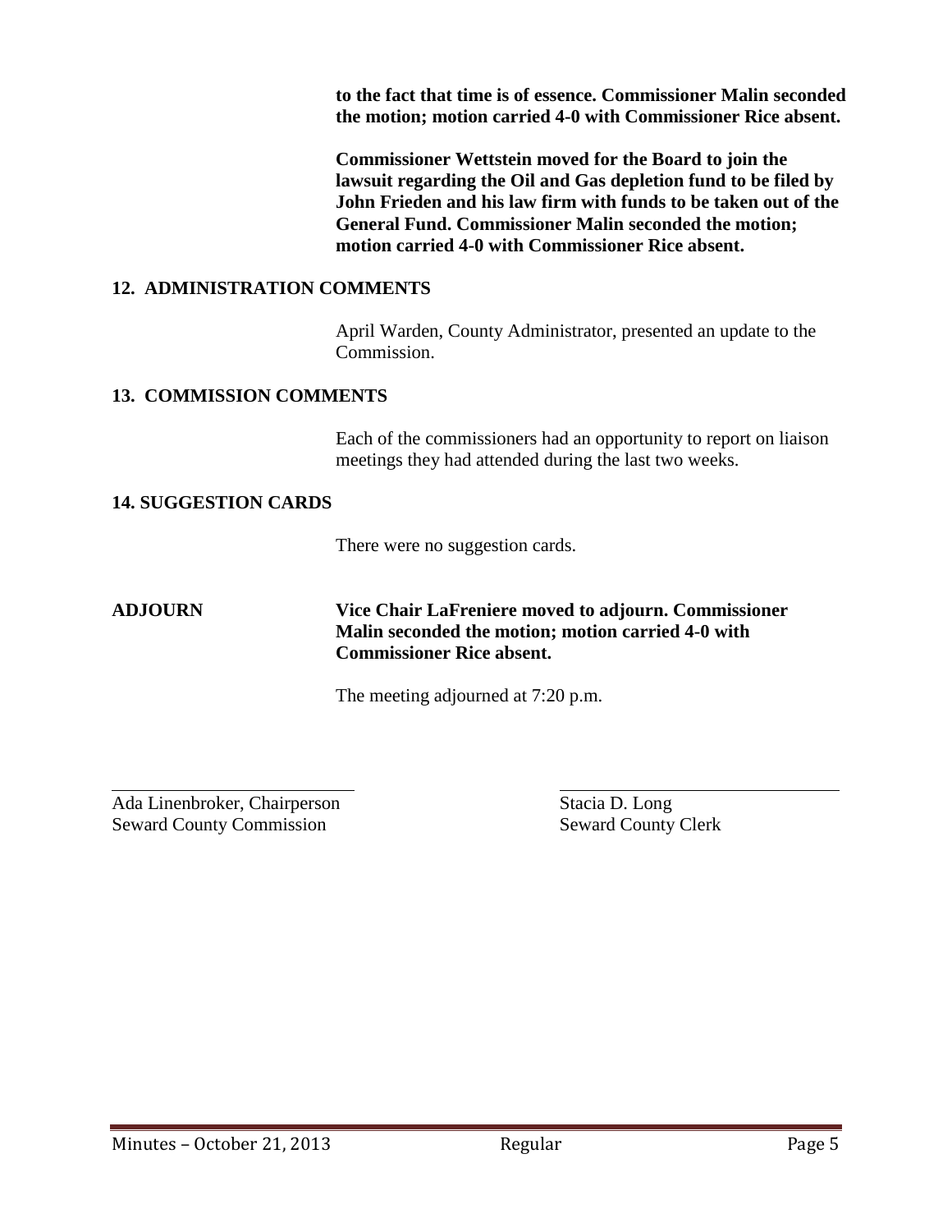**to the fact that time is of essence. Commissioner Malin seconded the motion; motion carried 4-0 with Commissioner Rice absent.**

**Commissioner Wettstein moved for the Board to join the lawsuit regarding the Oil and Gas depletion fund to be filed by John Frieden and his law firm with funds to be taken out of the General Fund. Commissioner Malin seconded the motion; motion carried 4-0 with Commissioner Rice absent.**

**12. ADMINISTRATION COMMENTS**

April Warden, County Administrator, presented an update to the Commission.

**13. COMMISSION COMMENTS**

Each of the commissioners had an opportunity to report on liaison meetings they had attended during the last two weeks.

**14. SUGGESTION CARDS**

There were no suggestion cards.

**ADJOURN** **Vice Chair LaFreniere moved to adjourn. Commissioner Malin seconded the motion; motion carried 4-0 with Commissioner Rice absent.**

The meeting adjourned at 7:20 p.m.

Ada Linenbroker, Chairperson
Seward County Commission

Stacia D. Long
Seward County Clerk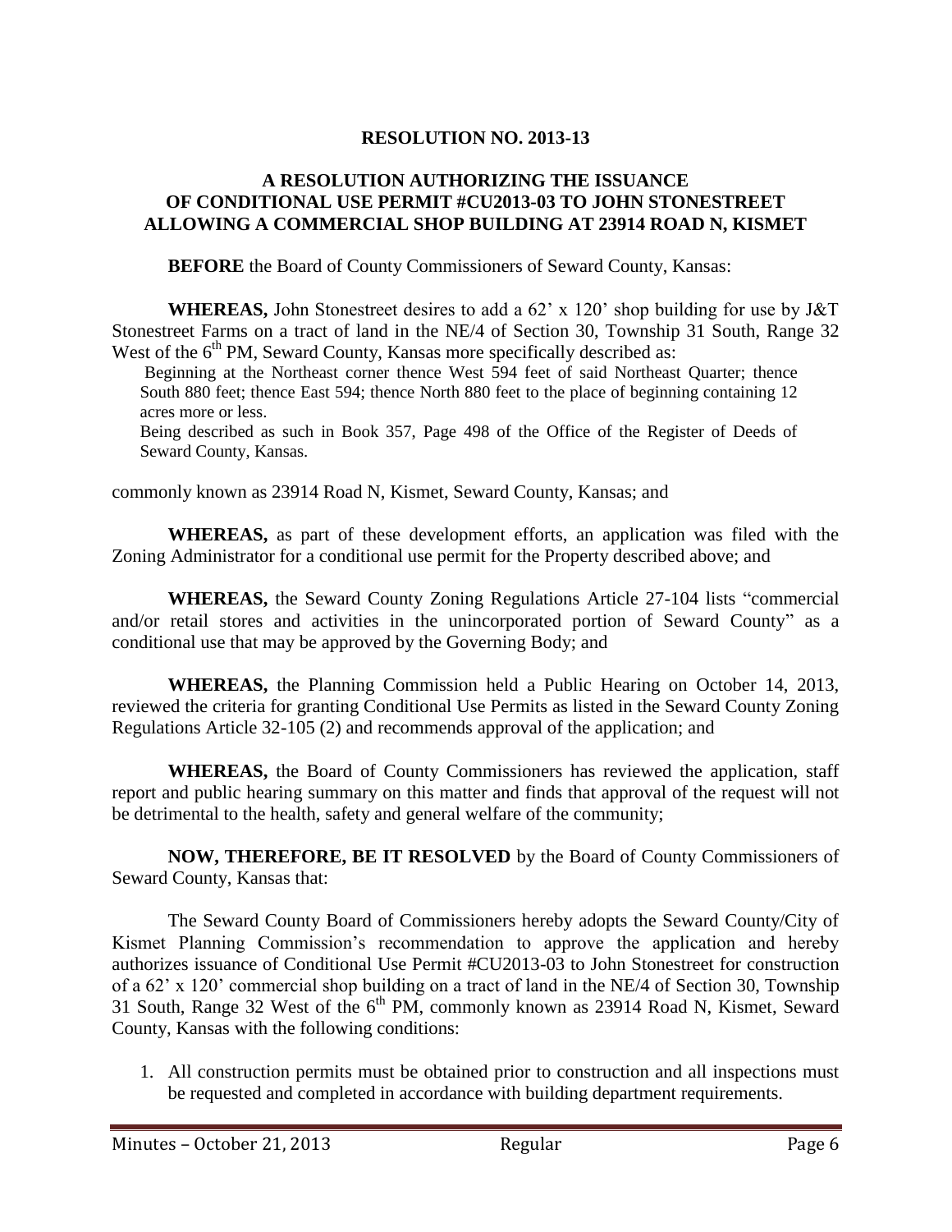**RESOLUTION NO. 2013-13**

**A RESOLUTION AUTHORIZING THE ISSUANCE OF CONDITIONAL USE PERMIT #CU2013-03 TO JOHN STONESTREET ALLOWING A COMMERCIAL SHOP BUILDING AT 23914 ROAD N, KISMET**

**BEFORE** the Board of County Commissioners of Seward County, Kansas:

**WHEREAS,** John Stonestreet desires to add a 62' x 120' shop building for use by J&T Stonestreet Farms on a tract of land in the NE/4 of Section 30, Township 31 South, Range 32 West of the 6th PM, Seward County, Kansas more specifically described as:

Beginning at the Northeast corner thence West 594 feet of said Northeast Quarter; thence South 880 feet; thence East 594; thence North 880 feet to the place of beginning containing 12 acres more or less.

Being described as such in Book 357, Page 498 of the Office of the Register of Deeds of Seward County, Kansas.

commonly known as 23914 Road N, Kismet, Seward County, Kansas; and

**WHEREAS,** as part of these development efforts, an application was filed with the Zoning Administrator for a conditional use permit for the Property described above; and

**WHEREAS,** the Seward County Zoning Regulations Article 27-104 lists "commercial and/or retail stores and activities in the unincorporated portion of Seward County" as a conditional use that may be approved by the Governing Body; and

**WHEREAS,** the Planning Commission held a Public Hearing on October 14, 2013, reviewed the criteria for granting Conditional Use Permits as listed in the Seward County Zoning Regulations Article 32-105 (2) and recommends approval of the application; and

**WHEREAS,** the Board of County Commissioners has reviewed the application, staff report and public hearing summary on this matter and finds that approval of the request will not be detrimental to the health, safety and general welfare of the community;

**NOW, THEREFORE, BE IT RESOLVED** by the Board of County Commissioners of Seward County, Kansas that:

The Seward County Board of Commissioners hereby adopts the Seward County/City of Kismet Planning Commission's recommendation to approve the application and hereby authorizes issuance of Conditional Use Permit #CU2013-03 to John Stonestreet for construction of a 62' x 120' commercial shop building on a tract of land in the NE/4 of Section 30, Township 31 South, Range 32 West of the 6th PM, commonly known as 23914 Road N, Kismet, Seward County, Kansas with the following conditions:

1. All construction permits must be obtained prior to construction and all inspections must be requested and completed in accordance with building department requirements.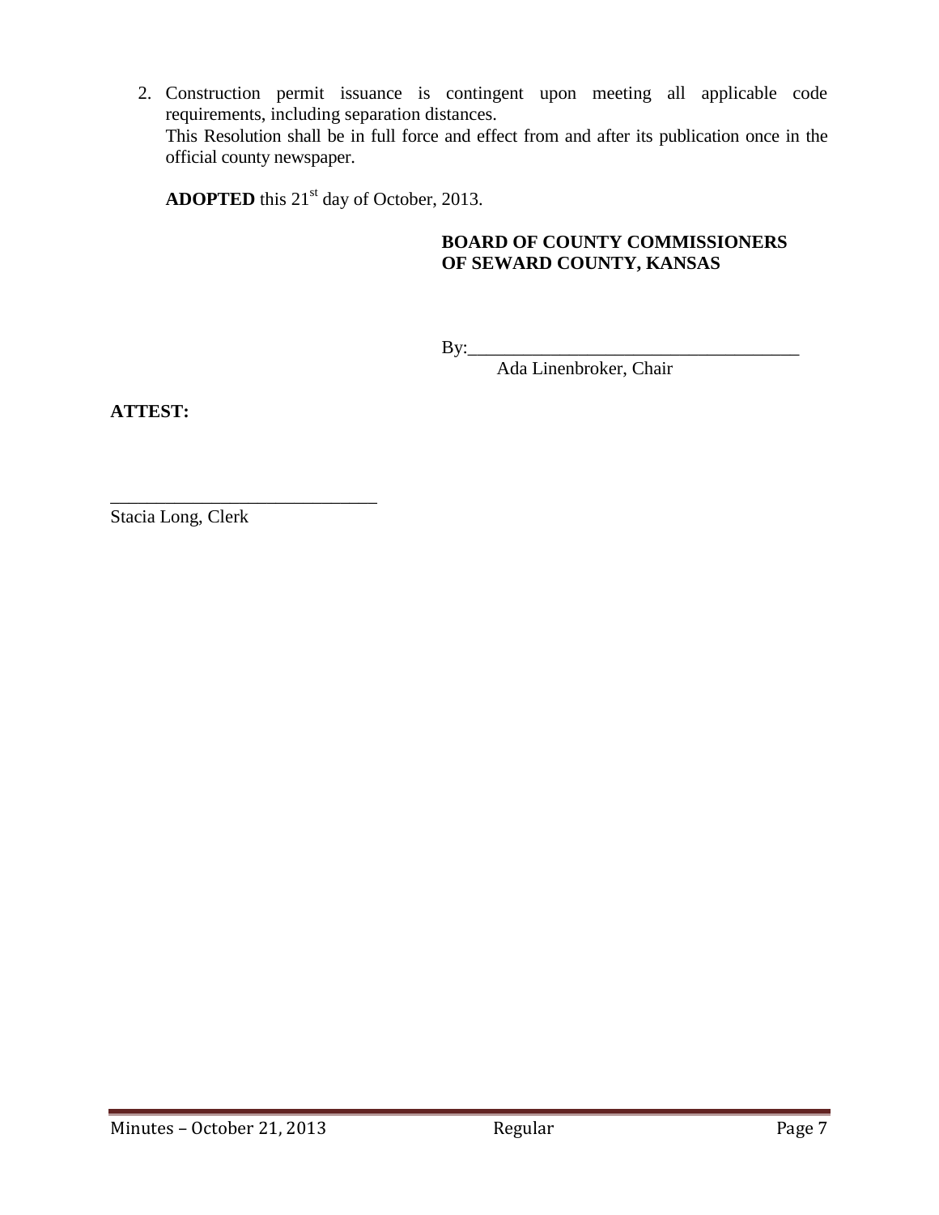2. Construction permit issuance is contingent upon meeting all applicable code requirements, including separation distances.
   This Resolution shall be in full force and effect from and after its publication once in the official county newspaper.

**ADOPTED** this 21st day of October, 2013.

**BOARD OF COUNTY COMMISSIONERS OF SEWARD COUNTY, KANSAS**

By:_____________________________________
Ada Linenbroker, Chair

**ATTEST:**

______________________________
Stacia Long, Clerk